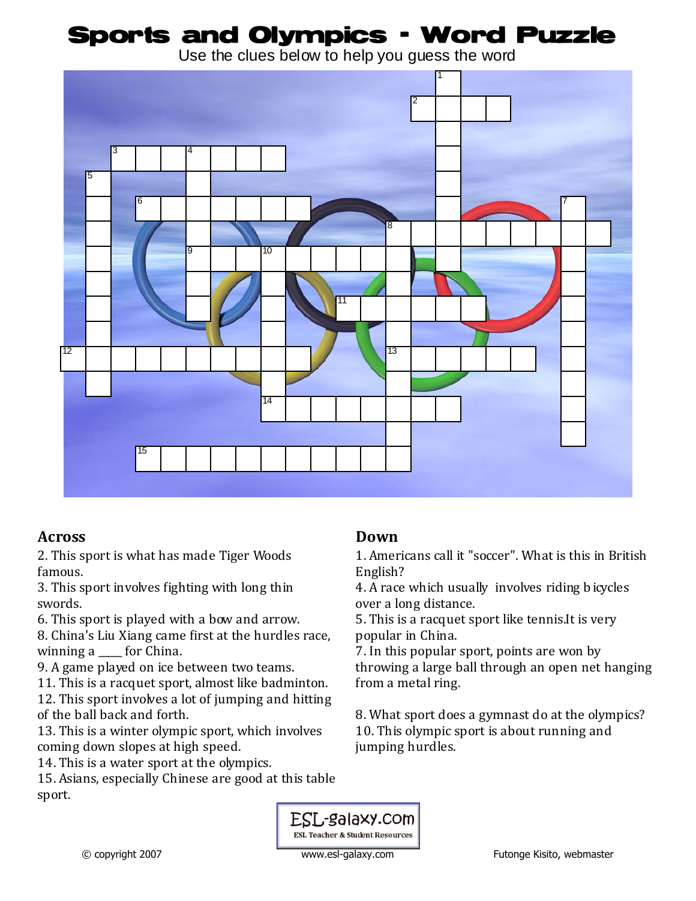# Sports and Olympics - Word Puzzle

Use the clues below to help you guess the word

## Across

2. This sport is what has made Tiger Woods famous.
3. This sport involves fighting with long thin swords.
6. This sport is played with a bow and arrow.
8. China's Liu Xiang came first at the hurdles race, winning a ____ for China.
9. A game played on ice between two teams.
11. This is a racquet sport, almost like badminton.
12. This sport involves a lot of jumping and hitting of the ball back and forth.
13. This is a winter olympic sport, which involves coming down slopes at high speed.
14. This is a water sport at the olympics.
15. Asians, especially Chinese are good at this table sport.

## Down

1. Americans call it "soccer". What is this in British English?
4. A race which usually involves riding bicycles over a long distance.
5. This is a racquet sport like tennis.It is very popular in China.
7. In this popular sport, points are won by throwing a large ball through an open net hanging from a metal ring.
8. What sport does a gymnast do at the olympics?
10. This olympic sport is about running and jumping hurdles.

ESL-galaxy.com
ESL Teacher & Student Resources

© copyright 2007 www.esl-galaxy.com Futonge Kisito, webmaster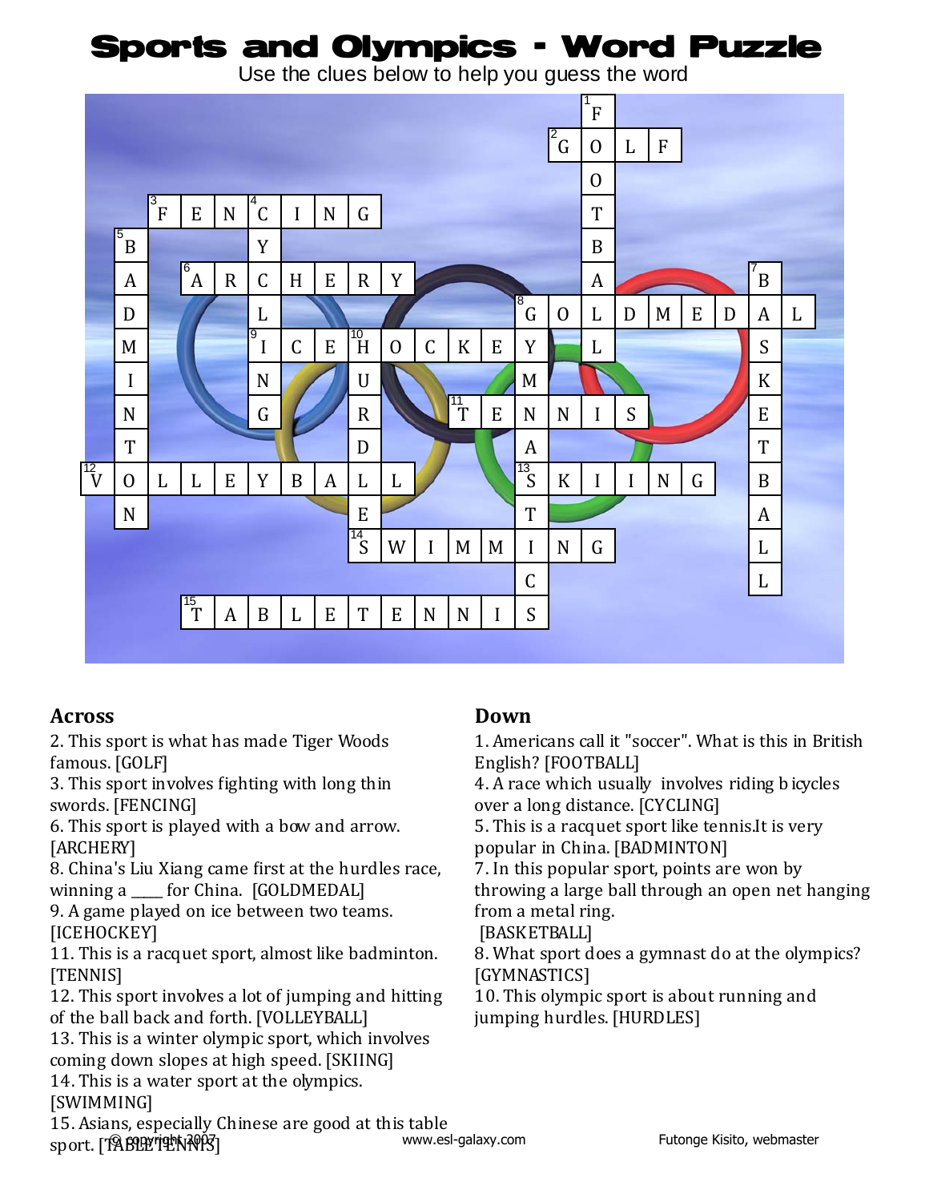# Sports and Olympics - Word Puzzle

Use the clues below to help you guess the word

## Across

2. This sport is what has made Tiger Woods famous. [GOLF]
3. This sport involves fighting with long thin swords. [FENCING]
6. This sport is played with a bow and arrow. [ARCHERY]
8. China's Liu Xiang came first at the hurdles race, winning a ____ for China. [GOLDMEDAL]
9. A game played on ice between two teams. [ICEHOCKEY]
11. This is a racquet sport, almost like badminton. [TENNIS]
12. This sport involves a lot of jumping and hitting of the ball back and forth. [VOLLEYBALL]
13. This is a winter olympic sport, which involves coming down slopes at high speed. [SKIING]
14. This is a water sport at the olympics. [SWIMMING]
15. Asians, especially Chinese are good at this table sport. [TABLETENNIS]

## Down

1. Americans call it "soccer". What is this in British English? [FOOTBALL]
4. A race which usually involves riding bicycles over a long distance. [CYCLING]
5. This is a racquet sport like tennis.It is very popular in China. [BADMINTON]
7. In this popular sport, points are won by throwing a large ball through an open net hanging from a metal ring. [BASKETBALL]
8. What sport does a gymnast do at the olympics? [GYMNASTICS]
10. This olympic sport is about running and jumping hurdles. [HURDLES]

© copyright 2007 www.esl-galaxy.com Futonge Kisito, webmaster